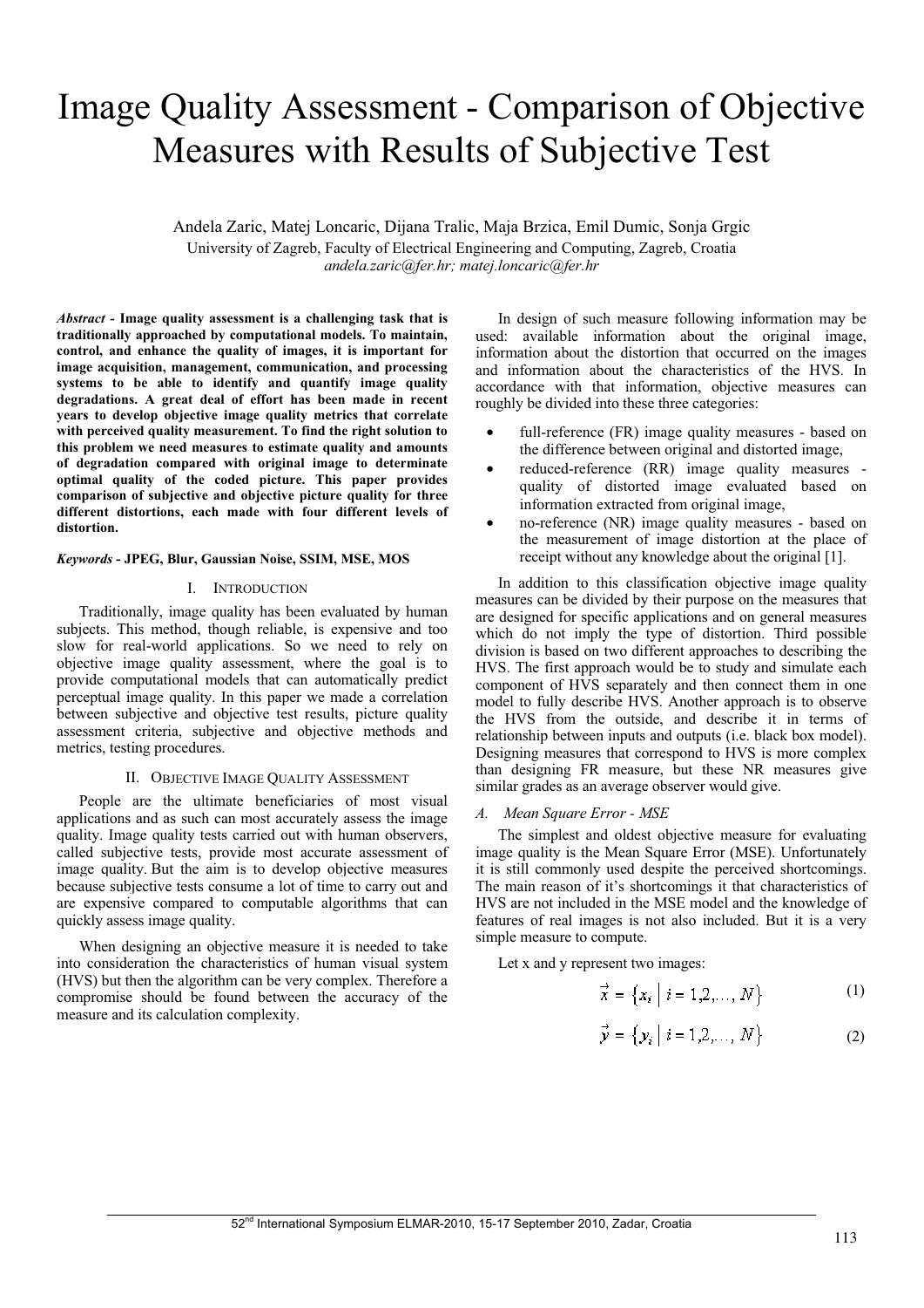# Image Quality Assessment - Comparison of Objective Measures with Results of Subjective Test

Andela Zaric, Matej Loncaric, Dijana Tralic, Maja Brzica, Emil Dumic, Sonja Grgic

University of Zagreb, Faculty of Electrical Engineering and Computing, Zagreb, Croatia

*andela.zaric@fer.hr; matej.loncaric@fer.hr*

***Abstract* - Image quality assessment is a challenging task that is traditionally approached by computational models. To maintain, control, and enhance the quality of images, it is important for image acquisition, management, communication, and processing systems to be able to identify and quantify image quality degradations. A great deal of effort has been made in recent years to develop objective image quality metrics that correlate with perceived quality measurement. To find the right solution to this problem we need measures to estimate quality and amounts of degradation compared with original image to determinate optimal quality of the coded picture. This paper provides comparison of subjective and objective picture quality for three different distortions, each made with four different levels of distortion.**

***Keywords* - JPEG, Blur, Gaussian Noise, SSIM, MSE, MOS**

## I. Introduction

Traditionally, image quality has been evaluated by human subjects. This method, though reliable, is expensive and too slow for real-world applications. So we need to rely on objective image quality assessment, where the goal is to provide computational models that can automatically predict perceptual image quality. In this paper we made a correlation between subjective and objective test results, picture quality assessment criteria, subjective and objective methods and metrics, testing procedures.

## II. Objective Image Quality Assessment

People are the ultimate beneficiaries of most visual applications and as such can most accurately assess the image quality. Image quality tests carried out with human observers, called subjective tests, provide most accurate assessment of image quality. But the aim is to develop objective measures because subjective tests consume a lot of time to carry out and are expensive compared to computable algorithms that can quickly assess image quality.

When designing an objective measure it is needed to take into consideration the characteristics of human visual system (HVS) but then the algorithm can be very complex. Therefore a compromise should be found between the accuracy of the measure and its calculation complexity.

In design of such measure following information may be used: available information about the original image, information about the distortion that occurred on the images and information about the characteristics of the HVS. In accordance with that information, objective measures can roughly be divided into these three categories:

- full-reference (FR) image quality measures - based on the difference between original and distorted image,
- reduced-reference (RR) image quality measures - quality of distorted image evaluated based on information extracted from original image,
- no-reference (NR) image quality measures - based on the measurement of image distortion at the place of receipt without any knowledge about the original [1].

In addition to this classification objective image quality measures can be divided by their purpose on the measures that are designed for specific applications and on general measures which do not imply the type of distortion. Third possible division is based on two different approaches to describing the HVS. The first approach would be to study and simulate each component of HVS separately and then connect them in one model to fully describe HVS. Another approach is to observe the HVS from the outside, and describe it in terms of relationship between inputs and outputs (i.e. black box model). Designing measures that correspond to HVS is more complex than designing FR measure, but these NR measures give similar grades as an average observer would give.

### *A. Mean Square Error - MSE*

The simplest and oldest objective measure for evaluating image quality is the Mean Square Error (MSE). Unfortunately it is still commonly used despite the perceived shortcomings. The main reason of it's shortcomings it that characteristics of HVS are not included in the MSE model and the knowledge of features of real images is not also included. But it is a very simple measure to compute.

Let x and y represent two images:

$$\vec{x} = \{x_i \mid i = 1,2,\ldots,N\} \tag{1}$$

$$\vec{y} = \{y_i \mid i = 1,2,\ldots,N\} \tag{2}$$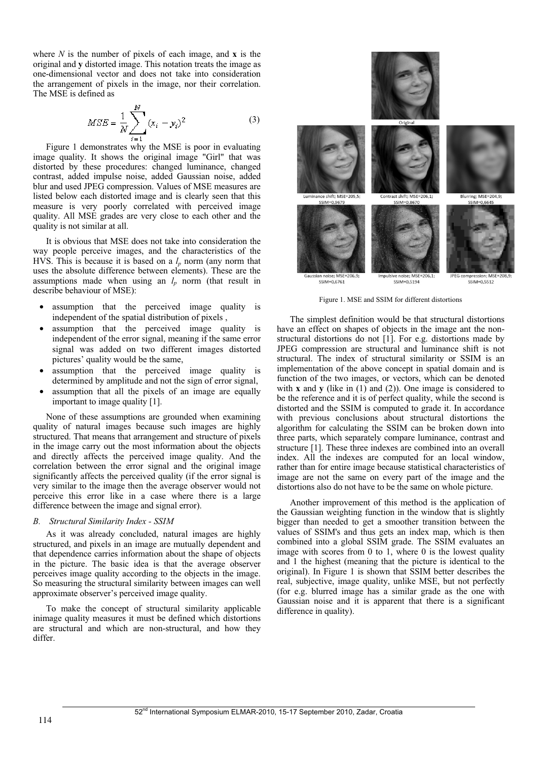where $N$ is the number of pixels of each image, and **x** is the original and **y** distorted image. This notation treats the image as one-dimensional vector and does not take into consideration the arrangement of pixels in the image, nor their correlation. The MSE is defined as

$$MSE = \frac{1}{N}\sum_{i=1}^{N}(x_i - y_i)^2 \tag{3}$$

Figure 1 demonstrates why the MSE is poor in evaluating image quality. It shows the original image "Girl" that was distorted by these procedures: changed luminance, changed contrast, added impulse noise, added Gaussian noise, added blur and used JPEG compression. Values of MSE measures are listed below each distorted image and is clearly seen that this measure is very poorly correlated with perceived image quality. All MSE grades are very close to each other and the quality is not similar at all.

It is obvious that MSE does not take into consideration the way people perceive images, and the characteristics of the HVS. This is because it is based on a $l_p$ norm (any norm that uses the absolute difference between elements). These are the assumptions made when using an $l_p$ norm (that result in describe behaviour of MSE):

- assumption that the perceived image quality is independent of the spatial distribution of pixels ,
- assumption that the perceived image quality is independent of the error signal, meaning if the same error signal was added on two different images distorted pictures' quality would be the same,
- assumption that the perceived image quality is determined by amplitude and not the sign of error signal,
- assumption that all the pixels of an image are equally important to image quality [1].

None of these assumptions are grounded when examining quality of natural images because such images are highly structured. That means that arrangement and structure of pixels in the image carry out the most information about the objects and directly affects the perceived image quality. And the correlation between the error signal and the original image significantly affects the perceived quality (if the error signal is very similar to the image then the average observer would not perceive this error like in a case where there is a large difference between the image and signal error).

### *B. Structural Similarity Index - SSIM*

As it was already concluded, natural images are highly structured, and pixels in an image are mutually dependent and that dependence carries information about the shape of objects in the picture. The basic idea is that the average observer perceives image quality according to the objects in the image. So measuring the structural similarity between images can well approximate observer's perceived image quality.

To make the concept of structural similarity applicable inimage quality measures it must be defined which distortions are structural and which are non-structural, and how they differ.

Original

Luminance shift; MSE=205,5; SSIM=0,9679 | Contrast shift; MSE=206,1; SSIM=0,8670 | Blurring; MSE=204,9; SSIM=0,6645

Gaussian noise; MSE=206,9; SSIM=0,6761 | Impulsive noise; MSE=206,1; SSIM=0,5194 | JPEG compression; MSE=208,9; SSIM=0,5512

Figure 1. MSE and SSIM for different distortions

The simplest definition would be that structural distortions have an effect on shapes of objects in the image ant the non-structural distortions do not [1]. For e.g. distortions made by JPEG compression are structural and luminance shift is not structural. The index of structural similarity or SSIM is an implementation of the above concept in spatial domain and is function of the two images, or vectors, which can be denoted with **x** and **y** (like in (1) and (2)). One image is considered to be the reference and it is of perfect quality, while the second is distorted and the SSIM is computed to grade it. In accordance with previous conclusions about structural distortions the algorithm for calculating the SSIM can be broken down into three parts, which separately compare luminance, contrast and structure [1]. These three indexes are combined into an overall index. All the indexes are computed for an local window, rather than for entire image because statistical characteristics of image are not the same on every part of the image and the distortions also do not have to be the same on whole picture.

Another improvement of this method is the application of the Gaussian weighting function in the window that is slightly bigger than needed to get a smoother transition between the values of SSIM's and thus gets an index map, which is then combined into a global SSIM grade. The SSIM evaluates an image with scores from 0 to 1, where 0 is the lowest quality and 1 the highest (meaning that the picture is identical to the original). In Figure 1 is shown that SSIM better describes the real, subjective, image quality, unlike MSE, but not perfectly (for e.g. blurred image has a similar grade as the one with Gaussian noise and it is apparent that there is a significant difference in quality).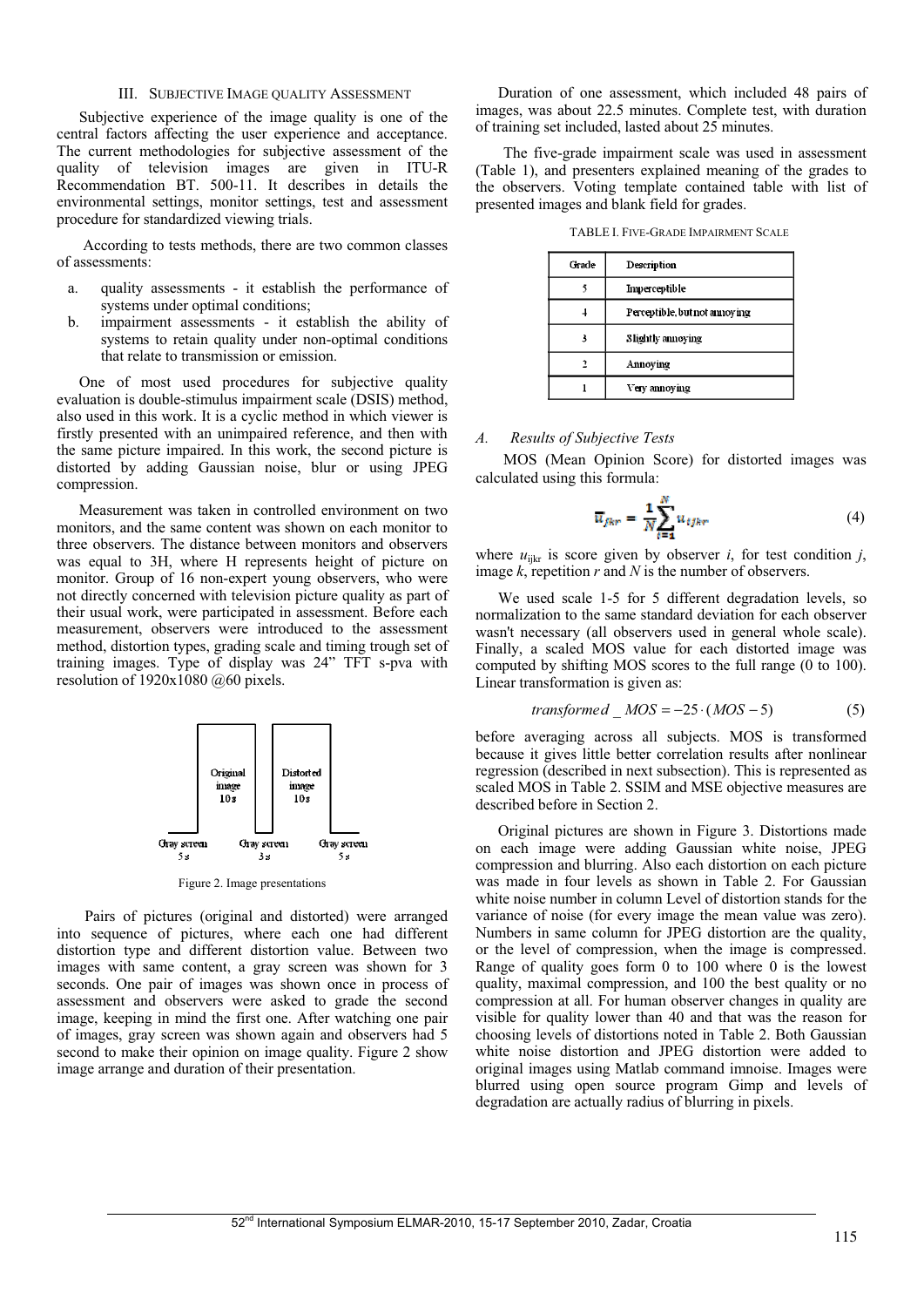## III. Subjective Image Quality Assessment

Subjective experience of the image quality is one of the central factors affecting the user experience and acceptance. The current methodologies for subjective assessment of the quality of television images are given in ITU-R Recommendation BT. 500-11. It describes in details the environmental settings, monitor settings, test and assessment procedure for standardized viewing trials.

According to tests methods, there are two common classes of assessments:

a. quality assessments - it establish the performance of systems under optimal conditions;
b. impairment assessments - it establish the ability of systems to retain quality under non-optimal conditions that relate to transmission or emission.

One of most used procedures for subjective quality evaluation is double-stimulus impairment scale (DSIS) method, also used in this work. It is a cyclic method in which viewer is firstly presented with an unimpaired reference, and then with the same picture impaired. In this work, the second picture is distorted by adding Gaussian noise, blur or using JPEG compression.

Measurement was taken in controlled environment on two monitors, and the same content was shown on each monitor to three observers. The distance between monitors and observers was equal to 3H, where H represents height of picture on monitor. Group of 16 non-expert young observers, who were not directly concerned with television picture quality as part of their usual work, were participated in assessment. Before each measurement, observers were introduced to the assessment method, distortion types, grading scale and timing trough set of training images. Type of display was 24" TFT s-pva with resolution of 1920x1080 @60 pixels.

Gray screen 5 s | Original image 10 s | Gray screen 3 s | Distorted image 10 s | Gray screen 5 s

Figure 2. Image presentations

Pairs of pictures (original and distorted) were arranged into sequence of pictures, where each one had different distortion type and different distortion value. Between two images with same content, a gray screen was shown for 3 seconds. One pair of images was shown once in process of assessment and observers were asked to grade the second image, keeping in mind the first one. After watching one pair of images, gray screen was shown again and observers had 5 second to make their opinion on image quality. Figure 2 show image arrange and duration of their presentation.

Duration of one assessment, which included 48 pairs of images, was about 22.5 minutes. Complete test, with duration of training set included, lasted about 25 minutes.

The five-grade impairment scale was used in assessment (Table 1), and presenters explained meaning of the grades to the observers. Voting template contained table with list of presented images and blank field for grades.

TABLE I. Five-Grade Impairment Scale

| Grade | Description |
|---|---|
| 5 | Imperceptible |
| 4 | Perceptible, but not annoying |
| 3 | Slightly annoying |
| 2 | Annoying |
| 1 | Very annoying |

### A. Results of Subjective Tests

MOS (Mean Opinion Score) for distorted images was calculated using this formula:

$$\overline{u}_{jkr} = \frac{1}{N}\sum_{i=1}^{N} u_{ijkr} \tag{4}$$

where $u_{ijkr}$ is score given by observer $i$, for test condition $j$, image $k$, repetition $r$ and $N$ is the number of observers.

We used scale 1-5 for 5 different degradation levels, so normalization to the same standard deviation for each observer wasn't necessary (all observers used in general whole scale). Finally, a scaled MOS value for each distorted image was computed by shifting MOS scores to the full range (0 to 100). Linear transformation is given as:

$$transformed\_MOS = -25 \cdot (MOS - 5) \tag{5}$$

before averaging across all subjects. MOS is transformed because it gives little better correlation results after nonlinear regression (described in next subsection). This is represented as scaled MOS in Table 2. SSIM and MSE objective measures are described before in Section 2.

Original pictures are shown in Figure 3. Distortions made on each image were adding Gaussian white noise, JPEG compression and blurring. Also each distortion on each picture was made in four levels as shown in Table 2. For Gaussian white noise number in column Level of distortion stands for the variance of noise (for every image the mean value was zero). Numbers in same column for JPEG distortion are the quality, or the level of compression, when the image is compressed. Range of quality goes form 0 to 100 where 0 is the lowest quality, maximal compression, and 100 the best quality or no compression at all. For human observer changes in quality are visible for quality lower than 40 and that was the reason for choosing levels of distortions noted in Table 2. Both Gaussian white noise distortion and JPEG distortion were added to original images using Matlab command imnoise. Images were blurred using open source program Gimp and levels of degradation are actually radius of blurring in pixels.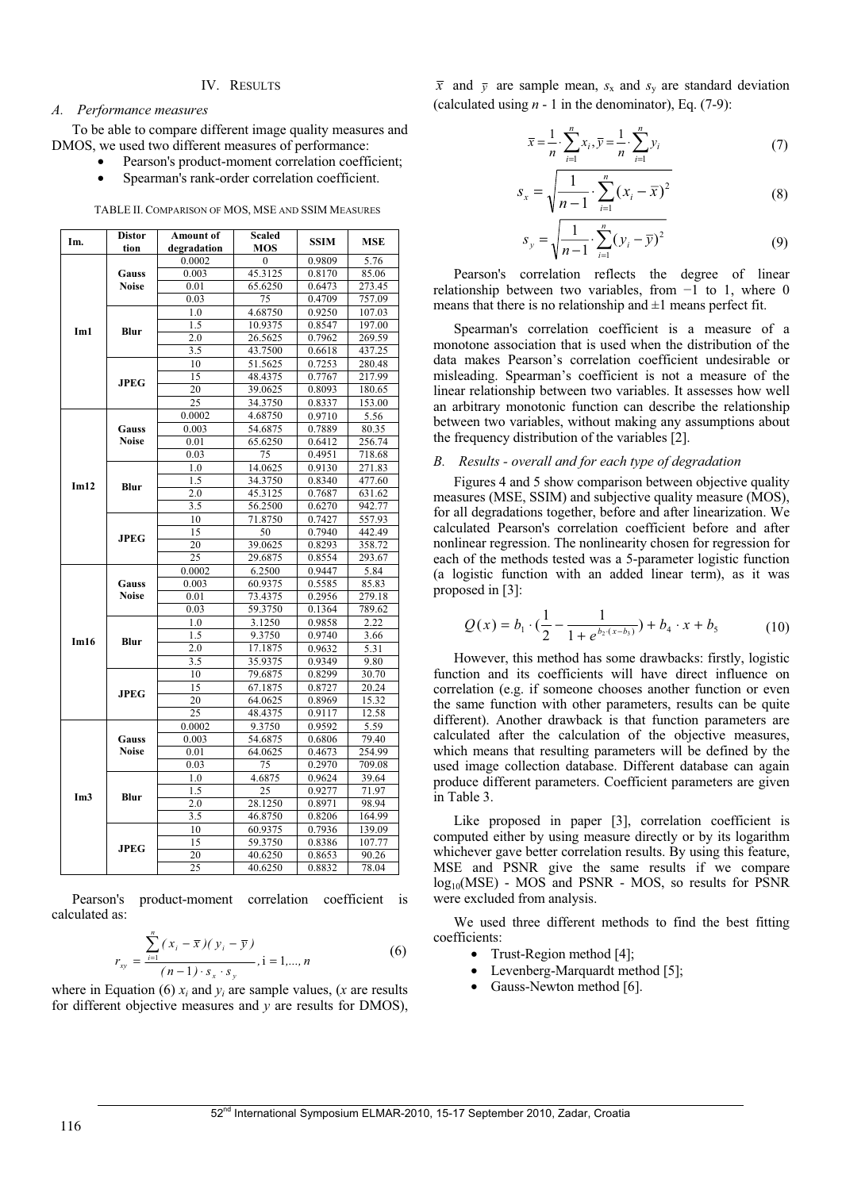## IV. Results

### *A. Performance measures*

To be able to compare different image quality measures and DMOS, we used two different measures of performance:

- Pearson's product-moment correlation coefficient;
- Spearman's rank-order correlation coefficient.

TABLE II. Comparison of MOS, MSE and SSIM Measures

| Im. | Distortion | Amount of degradation | Scaled MOS | SSIM | MSE |
|---|---|---|---|---|---|
| Im1 | Gauss Noise | 0.0002 | 0 | 0.9809 | 5.76 |
| | | 0.003 | 45.3125 | 0.8170 | 85.06 |
| | | 0.01 | 65.6250 | 0.6473 | 273.45 |
| | | 0.03 | 75 | 0.4709 | 757.09 |
| | Blur | 1.0 | 4.68750 | 0.9250 | 107.03 |
| | | 1.5 | 10.9375 | 0.8547 | 197.00 |
| | | 2.0 | 26.5625 | 0.7962 | 269.59 |
| | | 3.5 | 43.7500 | 0.6618 | 437.25 |
| | JPEG | 10 | 51.5625 | 0.7253 | 280.48 |
| | | 15 | 48.4375 | 0.7767 | 217.99 |
| | | 20 | 39.0625 | 0.8093 | 180.65 |
| | | 25 | 34.3750 | 0.8337 | 153.00 |
| Im12 | Gauss Noise | 0.0002 | 4.68750 | 0.9710 | 5.56 |
| | | 0.003 | 54.6875 | 0.7889 | 80.35 |
| | | 0.01 | 65.6250 | 0.6412 | 256.74 |
| | | 0.03 | 75 | 0.4951 | 718.68 |
| | Blur | 1.0 | 14.0625 | 0.9130 | 271.83 |
| | | 1.5 | 34.3750 | 0.8340 | 477.60 |
| | | 2.0 | 45.3125 | 0.7687 | 631.62 |
| | | 3.5 | 56.2500 | 0.6270 | 942.77 |
| | JPEG | 10 | 71.8750 | 0.7427 | 557.93 |
| | | 15 | 50 | 0.7940 | 442.49 |
| | | 20 | 39.0625 | 0.8293 | 358.72 |
| | | 25 | 29.6875 | 0.8554 | 293.67 |
| Im16 | Gauss Noise | 0.0002 | 6.2500 | 0.9447 | 5.84 |
| | | 0.003 | 60.9375 | 0.5585 | 85.83 |
| | | 0.01 | 73.4375 | 0.2956 | 279.18 |
| | | 0.03 | 59.3750 | 0.1364 | 789.62 |
| | Blur | 1.0 | 3.1250 | 0.9858 | 2.22 |
| | | 1.5 | 9.3750 | 0.9740 | 3.66 |
| | | 2.0 | 17.1875 | 0.9632 | 5.31 |
| | | 3.5 | 35.9375 | 0.9349 | 9.80 |
| | JPEG | 10 | 79.6875 | 0.8299 | 30.70 |
| | | 15 | 67.1875 | 0.8727 | 20.24 |
| | | 20 | 64.0625 | 0.8969 | 15.32 |
| | | 25 | 48.4375 | 0.9117 | 12.58 |
| Im3 | Gauss Noise | 0.0002 | 9.3750 | 0.9592 | 5.59 |
| | | 0.003 | 54.6875 | 0.6806 | 79.40 |
| | | 0.01 | 64.0625 | 0.4673 | 254.99 |
| | | 0.03 | 75 | 0.2970 | 709.08 |
| | Blur | 1.0 | 4.6875 | 0.9624 | 39.64 |
| | | 1.5 | 25 | 0.9277 | 71.97 |
| | | 2.0 | 28.1250 | 0.8971 | 98.94 |
| | | 3.5 | 46.8750 | 0.8206 | 164.99 |
| | JPEG | 10 | 60.9375 | 0.7936 | 139.09 |
| | | 15 | 59.3750 | 0.8386 | 107.77 |
| | | 20 | 40.6250 | 0.8653 | 90.26 |
| | | 25 | 40.6250 | 0.8832 | 78.04 |

Pearson's product-moment correlation coefficient is calculated as:

$$r_{xy} = \frac{\sum_{i=1}^{n}(x_i - \bar{x})(y_i - \bar{y})}{(n-1)\cdot s_x \cdot s_y}, \quad i = 1,...,n \tag{6}$$

where in Equation (6) $x_i$ and $y_i$ are sample values, ($x$ are results for different objective measures and $y$ are results for DMOS), $\bar{x}$ and $\bar{y}$ are sample mean, $s_x$ and $s_y$ are standard deviation (calculated using $n$ - 1 in the denominator), Eq. (7-9):

$$\bar{x} = \frac{1}{n}\cdot\sum_{i=1}^{n}x_i, \quad \bar{y} = \frac{1}{n}\cdot\sum_{i=1}^{n}y_i \tag{7}$$

$$s_x = \sqrt{\frac{1}{n-1}\cdot\sum_{i=1}^{n}(x_i - \bar{x})^2} \tag{8}$$

$$s_y = \sqrt{\frac{1}{n-1}\cdot\sum_{i=1}^{n}(y_i - \bar{y})^2} \tag{9}$$

Pearson's correlation reflects the degree of linear relationship between two variables, from −1 to 1, where 0 means that there is no relationship and ±1 means perfect fit.

Spearman's correlation coefficient is a measure of a monotone association that is used when the distribution of the data makes Pearson's correlation coefficient undesirable or misleading. Spearman's coefficient is not a measure of the linear relationship between two variables. It assesses how well an arbitrary monotonic function can describe the relationship between two variables, without making any assumptions about the frequency distribution of the variables [2].

### *B. Results - overall and for each type of degradation*

Figures 4 and 5 show comparison between objective quality measures (MSE, SSIM) and subjective quality measure (MOS), for all degradations together, before and after linearization. We calculated Pearson's correlation coefficient before and after nonlinear regression. The nonlinearity chosen for regression for each of the methods tested was a 5-parameter logistic function (a logistic function with an added linear term), as it was proposed in [3]:

$$Q(x) = b_1 \cdot \left(\frac{1}{2} - \frac{1}{1 + e^{b_2\cdot(x-b_3)}}\right) + b_4 \cdot x + b_5 \tag{10}$$

However, this method has some drawbacks: firstly, logistic function and its coefficients will have direct influence on correlation (e.g. if someone chooses another function or even the same function with other parameters, results can be quite different). Another drawback is that function parameters are calculated after the calculation of the objective measures, which means that resulting parameters will be defined by the used image collection database. Different database can again produce different parameters. Coefficient parameters are given in Table 3.

Like proposed in paper [3], correlation coefficient is computed either by using measure directly or by its logarithm whichever gave better correlation results. By using this feature, MSE and PSNR give the same results if we compare $\log_{10}$(MSE) - MOS and PSNR - MOS, so results for PSNR were excluded from analysis.

We used three different methods to find the best fitting coefficients:

- Trust-Region method [4];
- Levenberg-Marquardt method [5];
- Gauss-Newton method [6].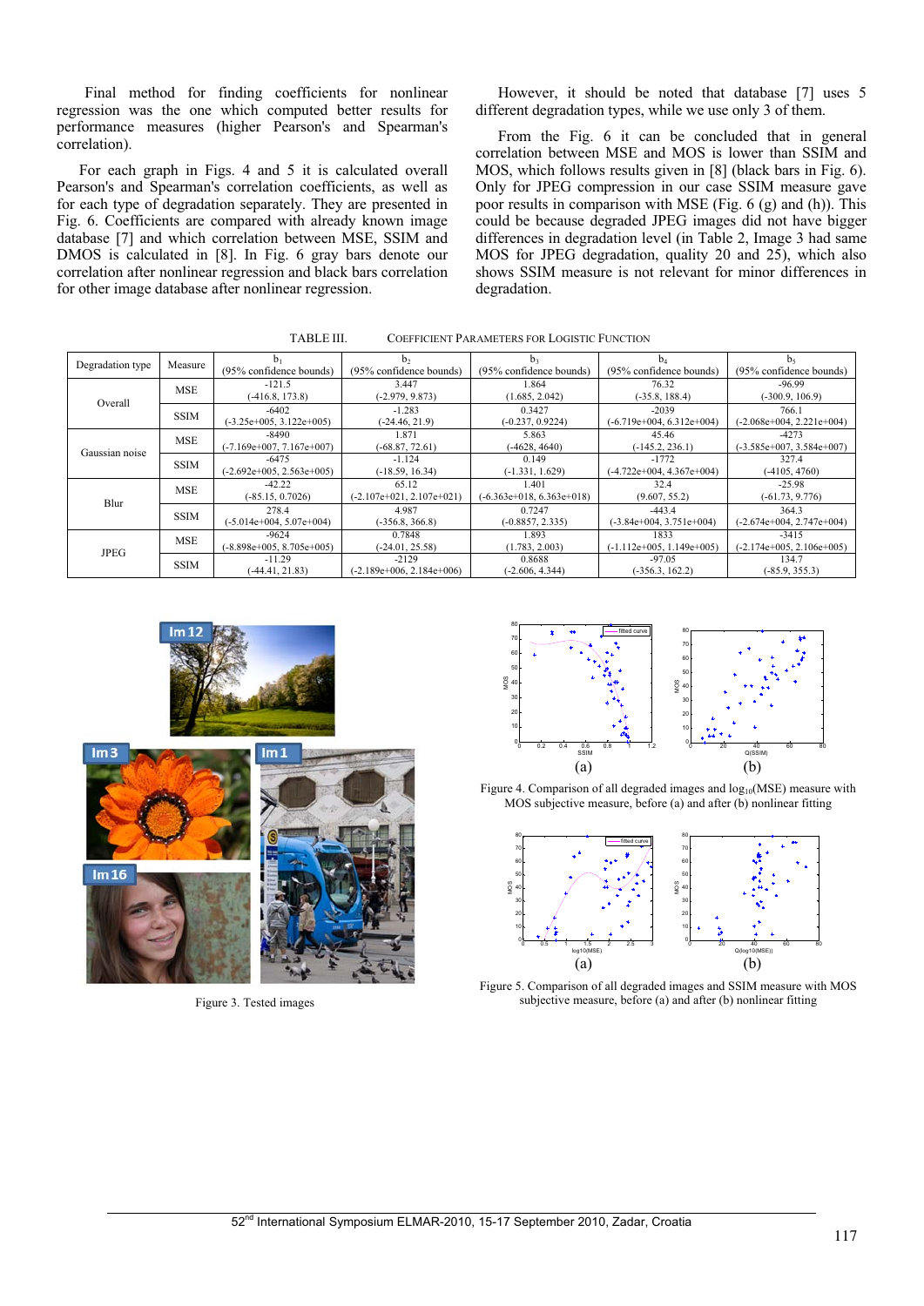Final method for finding coefficients for nonlinear regression was the one which computed better results for performance measures (higher Pearson's and Spearman's correlation).

For each graph in Figs. 4 and 5 it is calculated overall Pearson's and Spearman's correlation coefficients, as well as for each type of degradation separately. They are presented in Fig. 6. Coefficients are compared with already known image database [7] and which correlation between MSE, SSIM and DMOS is calculated in [8]. In Fig. 6 gray bars denote our correlation after nonlinear regression and black bars correlation for other image database after nonlinear regression.

However, it should be noted that database [7] uses 5 different degradation types, while we use only 3 of them.

From the Fig. 6 it can be concluded that in general correlation between MSE and MOS is lower than SSIM and MOS, which follows results given in [8] (black bars in Fig. 6). Only for JPEG compression in our case SSIM measure gave poor results in comparison with MSE (Fig. 6 (g) and (h)). This could be because degraded JPEG images did not have bigger differences in degradation level (in Table 2, Image 3 had same MOS for JPEG degradation, quality 20 and 25), which also shows SSIM measure is not relevant for minor differences in degradation.

TABLE III. COEFFICIENT PARAMETERS FOR LOGISTIC FUNCTION

| Degradation type | Measure | $b_1$ (95% confidence bounds) | $b_2$ (95% confidence bounds) | $b_3$ (95% confidence bounds) | $b_4$ (95% confidence bounds) | $b_5$ (95% confidence bounds) |
|---|---|---|---|---|---|---|
| Overall | MSE | -121.5 (-416.8, 173.8) | 3.447 (-2.979, 9.873) | 1.864 (1.685, 2.042) | 76.32 (-35.8, 188.4) | -96.99 (-300.9, 106.9) |
| | SSIM | -6402 (-3.25e+005, 3.122e+005) | -1.283 (-24.46, 21.9) | 0.3427 (-0.237, 0.9224) | -2039 (-6.719e+004, 6.312e+004) | 766.1 (-2.068e+004, 2.221e+004) |
| Gaussian noise | MSE | -8490 (-7.169e+007, 7.167e+007) | 1.871 (-68.87, 72.61) | 5.863 (-4628, 4640) | 45.46 (-145.2, 236.1) | -4273 (-3.585e+007, 3.584e+007) |
| | SSIM | -6475 (-2.692e+005, 2.563e+005) | -1.124 (-18.59, 16.34) | 0.149 (-1.331, 1.629) | -1772 (-4.722e+004, 4.367e+004) | 327.4 (-4105, 4760) |
| Blur | MSE | -42.22 (-85.15, 0.7026) | 65.12 (-2.107e+021, 2.107e+021) | 1.401 (-6.363e+018, 6.363e+018) | 32.4 (9.607, 55.2) | -25.98 (-61.73, 9.776) |
| | SSIM | 278.4 (-5.014e+004, 5.07e+004) | 4.987 (-356.8, 366.8) | 0.7247 (-0.8857, 2.335) | -443.4 (-3.84e+004, 3.751e+004) | 364.3 (-2.674e+004, 2.747e+004) |
| JPEG | MSE | -9624 (-8.898e+005, 8.705e+005) | 0.7848 (-24.01, 25.58) | 1.893 (1.783, 2.003) | 1833 (-1.112e+005, 1.149e+005) | -3415 (-2.174e+005, 2.106e+005) |
| | SSIM | -11.29 (-44.41, 21.83) | -2129 (-2.189e+006, 2.184e+006) | 0.8688 (-2.606, 4.344) | -97.05 (-356.3, 162.2) | 134.7 (-85.9, 355.3) |

Figure 3. Tested images

(a) (b)

Figure 4. Comparison of all degraded images and $\log_{10}$(MSE) measure with MOS subjective measure, before (a) and after (b) nonlinear fitting

(a) (b)

Figure 5. Comparison of all degraded images and SSIM measure with MOS subjective measure, before (a) and after (b) nonlinear fitting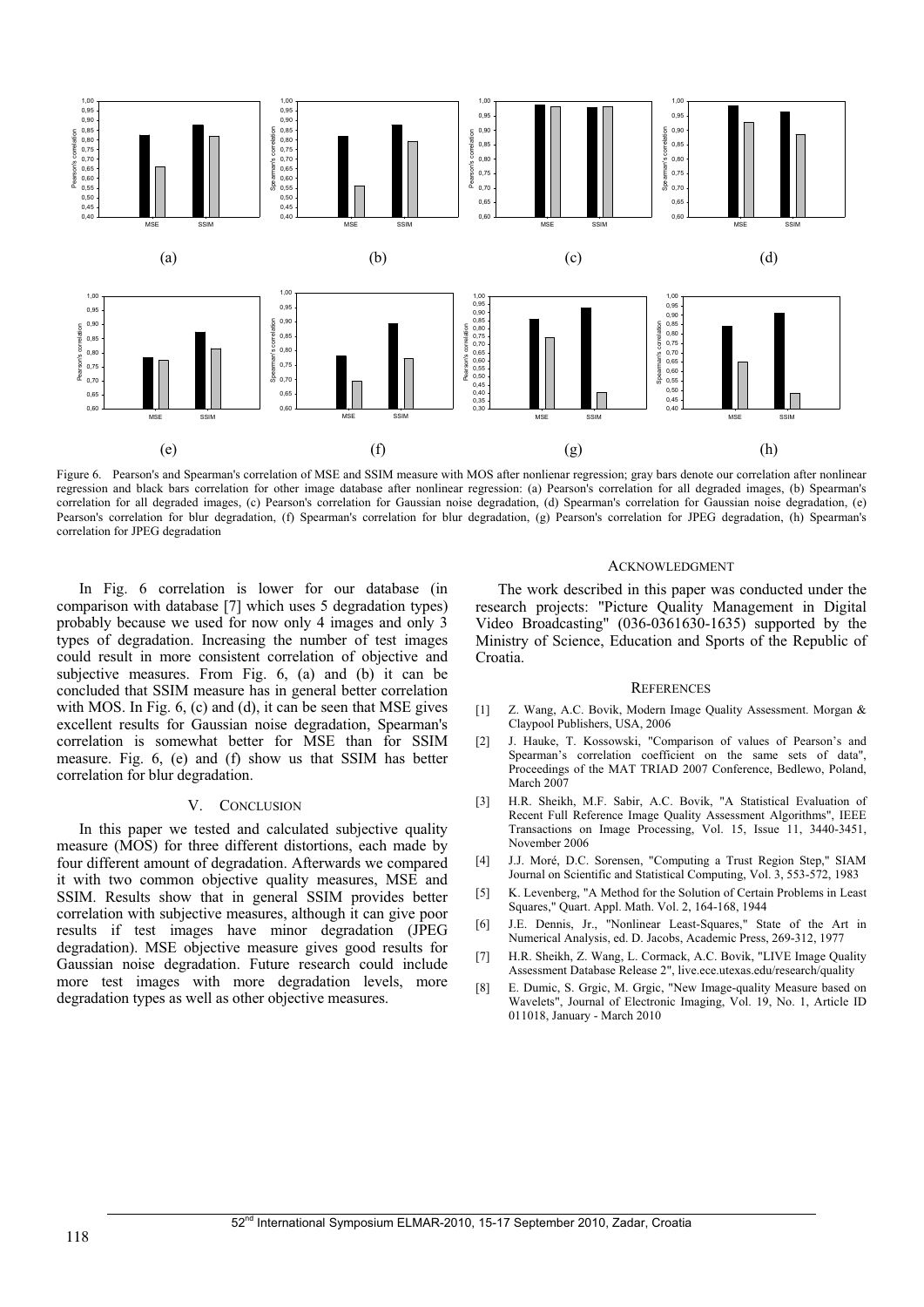1,00
0,95
0,90
0,85
0,80
0,75
0,70
0,65
0,60
0,55
0,50
0,45
0,40
Pearson's correlation
MSE SSIM

(a)

1,00
0,95
0,90
0,85
0,80
0,75
0,70
0,65
0,60
0,55
0,50
0,45
0,40
Spearman's correlation
MSE SSIM

(b)

1,00
0,95
0,90
0,85
0,80
0,75
0,70
0,65
0,60
Pearson's correlation
MSE SSIM

(c)

1,00
0,95
0,90
0,85
0,80
0,75
0,70
0,65
0,60
Spearman's correlation
MSE SSIM

(d)

1,00
0,95
0,90
0,85
0,80
0,75
0,70
0,65
0,60
Pearson's correlation
MSE SSIM

(e)

1,00
0,95
0,90
0,85
0,80
0,75
0,70
0,65
0,60
Spearman's correlation
MSE SSIM

(f)

1,00
0,95
0,90
0,85
0,80
0,75
0,70
0,65
0,60
0,55
0,50
0,45
0,40
0,35
0,30
Pearson's correlation
MSE SSIM

(g)

1,00
0,95
0,90
0,85
0,80
0,75
0,70
0,65
0,60
0,55
0,50
0,45
0,40
Spearman's correlation
MSE SSIM

(h)

Figure 6. Pearson's and Spearman's correlation of MSE and SSIM measure with MOS after nonlinear regression; gray bars denote our correlation after nonlinear regression and black bars correlation for other image database after nonlinear regression: (a) Pearson's correlation for all degraded images, (b) Spearman's correlation for all degraded images, (c) Pearson's correlation for Gaussian noise degradation, (d) Spearman's correlation for Gaussian noise degradation, (e) Pearson's correlation for blur degradation, (f) Spearman's correlation for blur degradation, (g) Pearson's correlation for JPEG degradation, (h) Spearman's correlation for JPEG degradation

In Fig. 6 correlation is lower for our database (in comparison with database [7] which uses 5 degradation types) probably because we used for now only 4 images and only 3 types of degradation. Increasing the number of test images could result in more consistent correlation of objective and subjective measures. From Fig. 6, (a) and (b) it can be concluded that SSIM measure has in general better correlation with MOS. In Fig. 6, (c) and (d), it can be seen that MSE gives excellent results for Gaussian noise degradation, Spearman's correlation is somewhat better for MSE than for SSIM measure. Fig. 6, (e) and (f) show us that SSIM has better correlation for blur degradation.

## V. Conclusion

In this paper we tested and calculated subjective quality measure (MOS) for three different distortions, each made by four different amount of degradation. Afterwards we compared it with two common objective quality measures, MSE and SSIM. Results show that in general SSIM provides better correlation with subjective measures, although it can give poor results if test images have minor degradation (JPEG degradation). MSE objective measure gives good results for Gaussian noise degradation. Future research could include more test images with more degradation levels, more degradation types as well as other objective measures.

## Acknowledgment

The work described in this paper was conducted under the research projects: "Picture Quality Management in Digital Video Broadcasting" (036-0361630-1635) supported by the Ministry of Science, Education and Sports of the Republic of Croatia.

## References

[1] Z. Wang, A.C. Bovik, Modern Image Quality Assessment. Morgan & Claypool Publishers, USA, 2006

[2] J. Hauke, T. Kossowski, "Comparison of values of Pearson's and Spearman's correlation coefficient on the same sets of data", Proceedings of the MAT TRIAD 2007 Conference, Bedlewo, Poland, March 2007

[3] H.R. Sheikh, M.F. Sabir, A.C. Bovik, "A Statistical Evaluation of Recent Full Reference Image Quality Assessment Algorithms", IEEE Transactions on Image Processing, Vol. 15, Issue 11, 3440-3451, November 2006

[4] J.J. Moré, D.C. Sorensen, "Computing a Trust Region Step," SIAM Journal on Scientific and Statistical Computing, Vol. 3, 553-572, 1983

[5] K. Levenberg, "A Method for the Solution of Certain Problems in Least Squares," Quart. Appl. Math. Vol. 2, 164-168, 1944

[6] J.E. Dennis, Jr., "Nonlinear Least-Squares," State of the Art in Numerical Analysis, ed. D. Jacobs, Academic Press, 269-312, 1977

[7] H.R. Sheikh, Z. Wang, L. Cormack, A.C. Bovik, "LIVE Image Quality Assessment Database Release 2", live.ece.utexas.edu/research/quality

[8] E. Dumic, S. Grgic, M. Grgic, "New Image-quality Measure based on Wavelets", Journal of Electronic Imaging, Vol. 19, No. 1, Article ID 011018, January - March 2010